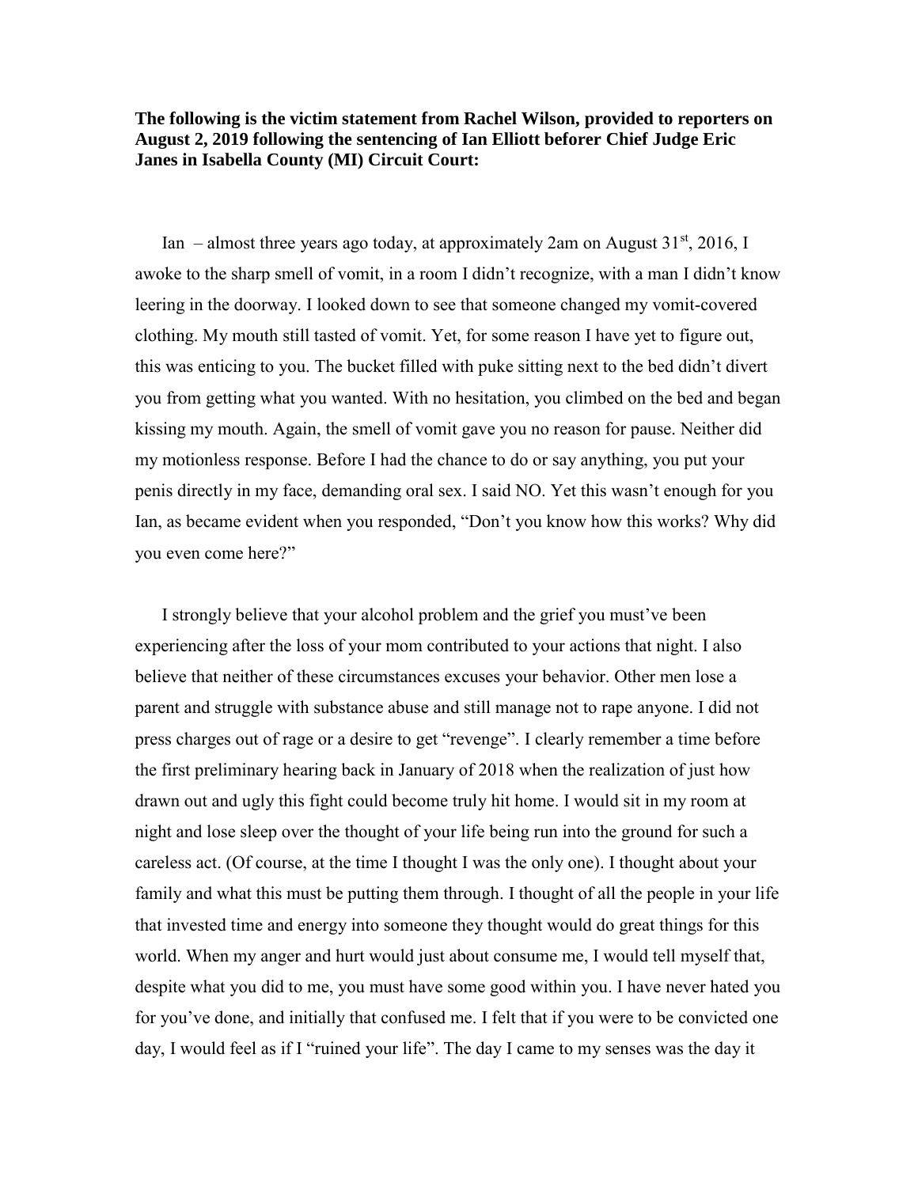**The following is the victim statement from Rachel Wilson, provided to reporters on August 2, 2019 following the sentencing of Ian Elliott beforer Chief Judge Eric Janes in Isabella County (MI) Circuit Court:**

Ian – almost three years ago today, at approximately 2am on August 31st, 2016, I awoke to the sharp smell of vomit, in a room I didn't recognize, with a man I didn't know leering in the doorway. I looked down to see that someone changed my vomit-covered clothing. My mouth still tasted of vomit. Yet, for some reason I have yet to figure out, this was enticing to you. The bucket filled with puke sitting next to the bed didn't divert you from getting what you wanted. With no hesitation, you climbed on the bed and began kissing my mouth. Again, the smell of vomit gave you no reason for pause. Neither did my motionless response. Before I had the chance to do or say anything, you put your penis directly in my face, demanding oral sex. I said NO. Yet this wasn't enough for you Ian, as became evident when you responded, "Don't you know how this works? Why did you even come here?"

I strongly believe that your alcohol problem and the grief you must've been experiencing after the loss of your mom contributed to your actions that night. I also believe that neither of these circumstances excuses your behavior. Other men lose a parent and struggle with substance abuse and still manage not to rape anyone. I did not press charges out of rage or a desire to get "revenge". I clearly remember a time before the first preliminary hearing back in January of 2018 when the realization of just how drawn out and ugly this fight could become truly hit home. I would sit in my room at night and lose sleep over the thought of your life being run into the ground for such a careless act. (Of course, at the time I thought I was the only one). I thought about your family and what this must be putting them through. I thought of all the people in your life that invested time and energy into someone they thought would do great things for this world. When my anger and hurt would just about consume me, I would tell myself that, despite what you did to me, you must have some good within you. I have never hated you for you've done, and initially that confused me. I felt that if you were to be convicted one day, I would feel as if I "ruined your life". The day I came to my senses was the day it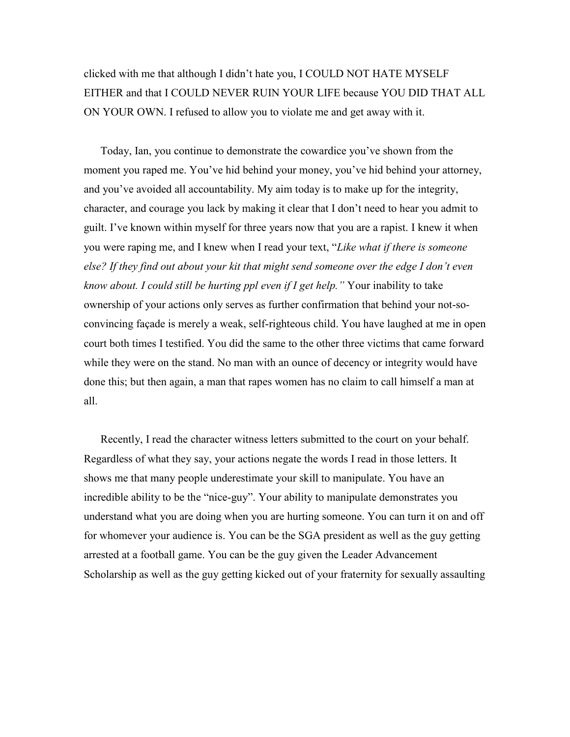clicked with me that although I didn't hate you, I COULD NOT HATE MYSELF EITHER and that I COULD NEVER RUIN YOUR LIFE because YOU DID THAT ALL ON YOUR OWN. I refused to allow you to violate me and get away with it.

Today, Ian, you continue to demonstrate the cowardice you've shown from the moment you raped me. You've hid behind your money, you've hid behind your attorney, and you've avoided all accountability. My aim today is to make up for the integrity, character, and courage you lack by making it clear that I don't need to hear you admit to guilt. I've known within myself for three years now that you are a rapist. I knew it when you were raping me, and I knew when I read your text, "*Like what if there is someone else? If they find out about your kit that might send someone over the edge I don't even know about. I could still be hurting ppl even if I get help.*" Your inability to take ownership of your actions only serves as further confirmation that behind your not-so-convincing façade is merely a weak, self-righteous child. You have laughed at me in open court both times I testified. You did the same to the other three victims that came forward while they were on the stand. No man with an ounce of decency or integrity would have done this; but then again, a man that rapes women has no claim to call himself a man at all.

Recently, I read the character witness letters submitted to the court on your behalf. Regardless of what they say, your actions negate the words I read in those letters. It shows me that many people underestimate your skill to manipulate. You have an incredible ability to be the "nice-guy". Your ability to manipulate demonstrates you understand what you are doing when you are hurting someone. You can turn it on and off for whomever your audience is. You can be the SGA president as well as the guy getting arrested at a football game. You can be the guy given the Leader Advancement Scholarship as well as the guy getting kicked out of your fraternity for sexually assaulting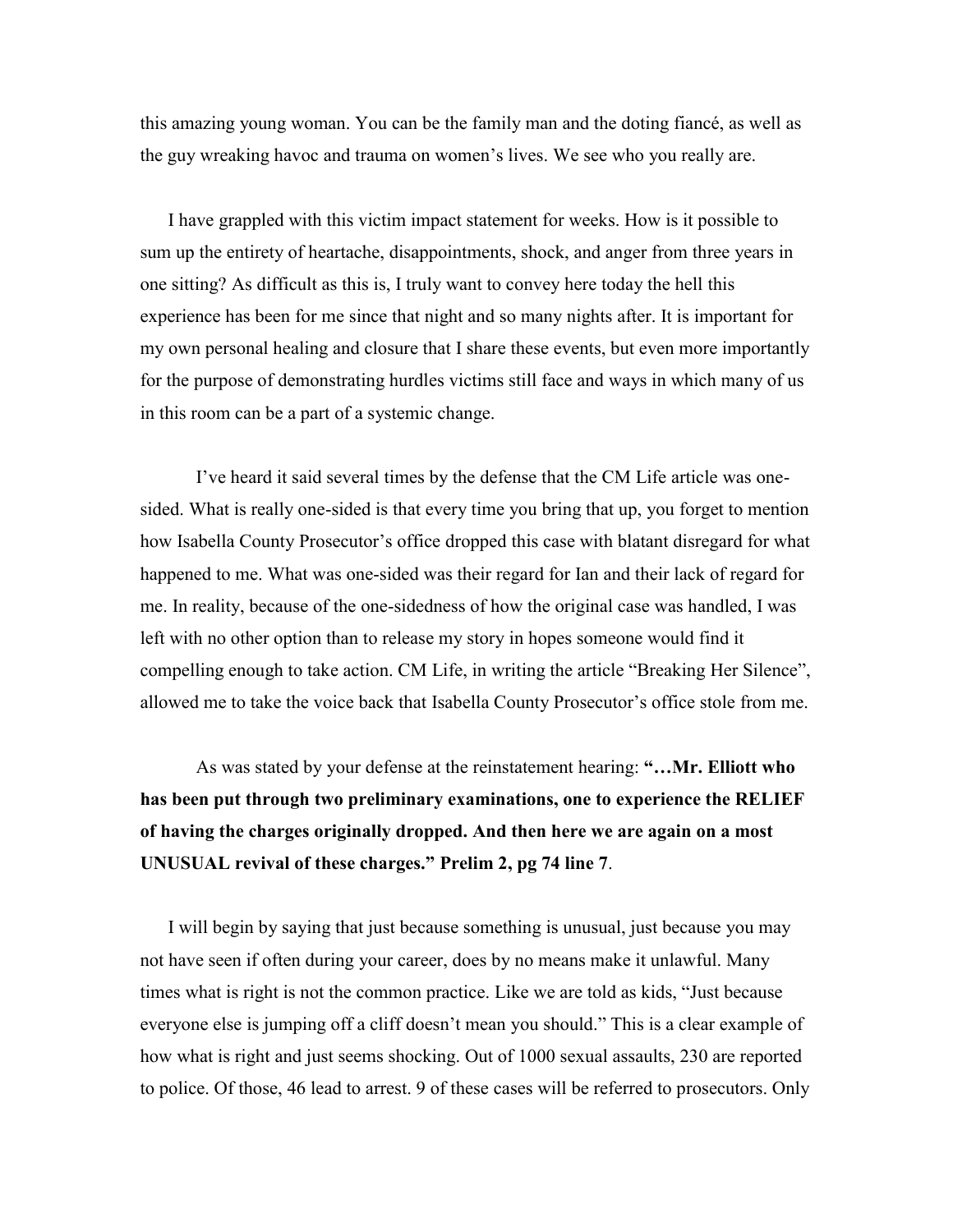this amazing young woman. You can be the family man and the doting fiancé, as well as the guy wreaking havoc and trauma on women's lives. We see who you really are.

I have grappled with this victim impact statement for weeks. How is it possible to sum up the entirety of heartache, disappointments, shock, and anger from three years in one sitting? As difficult as this is, I truly want to convey here today the hell this experience has been for me since that night and so many nights after. It is important for my own personal healing and closure that I share these events, but even more importantly for the purpose of demonstrating hurdles victims still face and ways in which many of us in this room can be a part of a systemic change.

I've heard it said several times by the defense that the CM Life article was one-sided. What is really one-sided is that every time you bring that up, you forget to mention how Isabella County Prosecutor's office dropped this case with blatant disregard for what happened to me. What was one-sided was their regard for Ian and their lack of regard for me. In reality, because of the one-sidedness of how the original case was handled, I was left with no other option than to release my story in hopes someone would find it compelling enough to take action. CM Life, in writing the article "Breaking Her Silence", allowed me to take the voice back that Isabella County Prosecutor's office stole from me.

As was stated by your defense at the reinstatement hearing: **"…Mr. Elliott who has been put through two preliminary examinations, one to experience the RELIEF of having the charges originally dropped. And then here we are again on a most UNUSUAL revival of these charges." Prelim 2, pg 74 line 7**.

I will begin by saying that just because something is unusual, just because you may not have seen if often during your career, does by no means make it unlawful. Many times what is right is not the common practice. Like we are told as kids, "Just because everyone else is jumping off a cliff doesn't mean you should." This is a clear example of how what is right and just seems shocking. Out of 1000 sexual assaults, 230 are reported to police. Of those, 46 lead to arrest. 9 of these cases will be referred to prosecutors. Only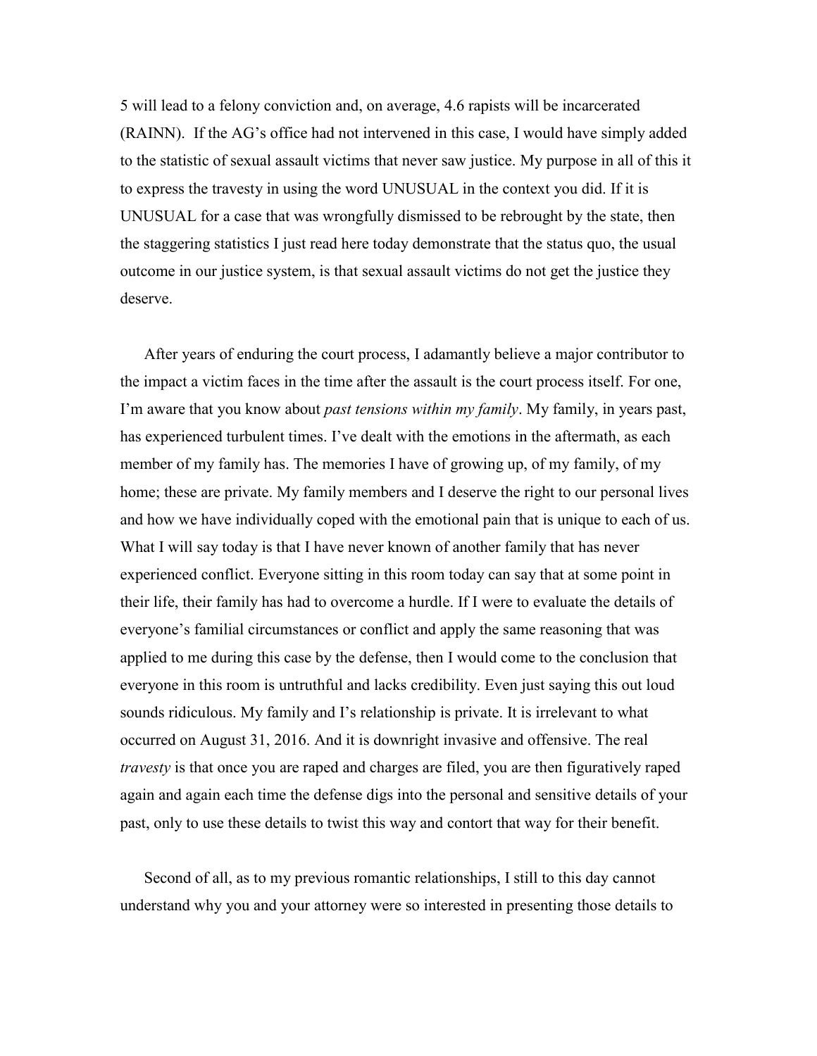5 will lead to a felony conviction and, on average, 4.6 rapists will be incarcerated (RAINN). If the AG's office had not intervened in this case, I would have simply added to the statistic of sexual assault victims that never saw justice. My purpose in all of this it to express the travesty in using the word UNUSUAL in the context you did. If it is UNUSUAL for a case that was wrongfully dismissed to be rebrought by the state, then the staggering statistics I just read here today demonstrate that the status quo, the usual outcome in our justice system, is that sexual assault victims do not get the justice they deserve.

After years of enduring the court process, I adamantly believe a major contributor to the impact a victim faces in the time after the assault is the court process itself. For one, I'm aware that you know about *past tensions within my family*. My family, in years past, has experienced turbulent times. I've dealt with the emotions in the aftermath, as each member of my family has. The memories I have of growing up, of my family, of my home; these are private. My family members and I deserve the right to our personal lives and how we have individually coped with the emotional pain that is unique to each of us. What I will say today is that I have never known of another family that has never experienced conflict. Everyone sitting in this room today can say that at some point in their life, their family has had to overcome a hurdle. If I were to evaluate the details of everyone's familial circumstances or conflict and apply the same reasoning that was applied to me during this case by the defense, then I would come to the conclusion that everyone in this room is untruthful and lacks credibility. Even just saying this out loud sounds ridiculous. My family and I's relationship is private. It is irrelevant to what occurred on August 31, 2016. And it is downright invasive and offensive. The real *travesty* is that once you are raped and charges are filed, you are then figuratively raped again and again each time the defense digs into the personal and sensitive details of your past, only to use these details to twist this way and contort that way for their benefit.

Second of all, as to my previous romantic relationships, I still to this day cannot understand why you and your attorney were so interested in presenting those details to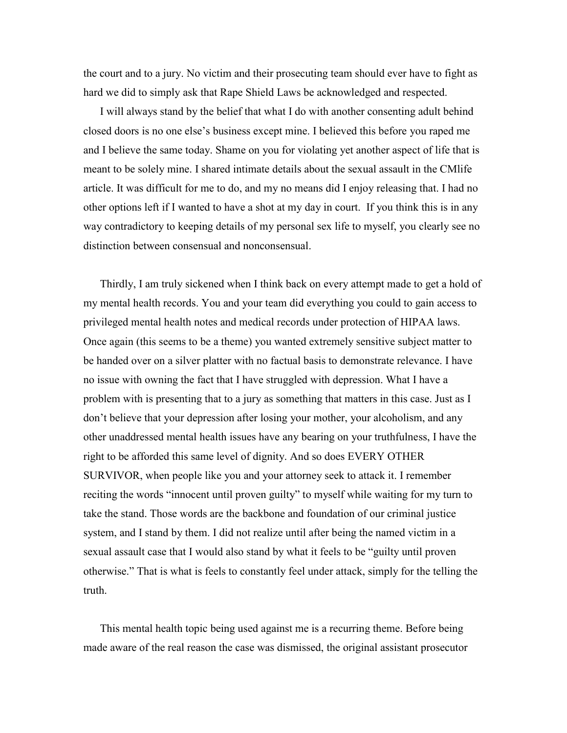the court and to a jury. No victim and their prosecuting team should ever have to fight as hard we did to simply ask that Rape Shield Laws be acknowledged and respected.

I will always stand by the belief that what I do with another consenting adult behind closed doors is no one else's business except mine. I believed this before you raped me and I believe the same today. Shame on you for violating yet another aspect of life that is meant to be solely mine. I shared intimate details about the sexual assault in the CMlife article. It was difficult for me to do, and my no means did I enjoy releasing that. I had no other options left if I wanted to have a shot at my day in court. If you think this is in any way contradictory to keeping details of my personal sex life to myself, you clearly see no distinction between consensual and nonconsensual.

Thirdly, I am truly sickened when I think back on every attempt made to get a hold of my mental health records. You and your team did everything you could to gain access to privileged mental health notes and medical records under protection of HIPAA laws. Once again (this seems to be a theme) you wanted extremely sensitive subject matter to be handed over on a silver platter with no factual basis to demonstrate relevance. I have no issue with owning the fact that I have struggled with depression. What I have a problem with is presenting that to a jury as something that matters in this case. Just as I don't believe that your depression after losing your mother, your alcoholism, and any other unaddressed mental health issues have any bearing on your truthfulness, I have the right to be afforded this same level of dignity. And so does EVERY OTHER SURVIVOR, when people like you and your attorney seek to attack it. I remember reciting the words "innocent until proven guilty" to myself while waiting for my turn to take the stand. Those words are the backbone and foundation of our criminal justice system, and I stand by them. I did not realize until after being the named victim in a sexual assault case that I would also stand by what it feels to be "guilty until proven otherwise." That is what is feels to constantly feel under attack, simply for the telling the truth.

This mental health topic being used against me is a recurring theme. Before being made aware of the real reason the case was dismissed, the original assistant prosecutor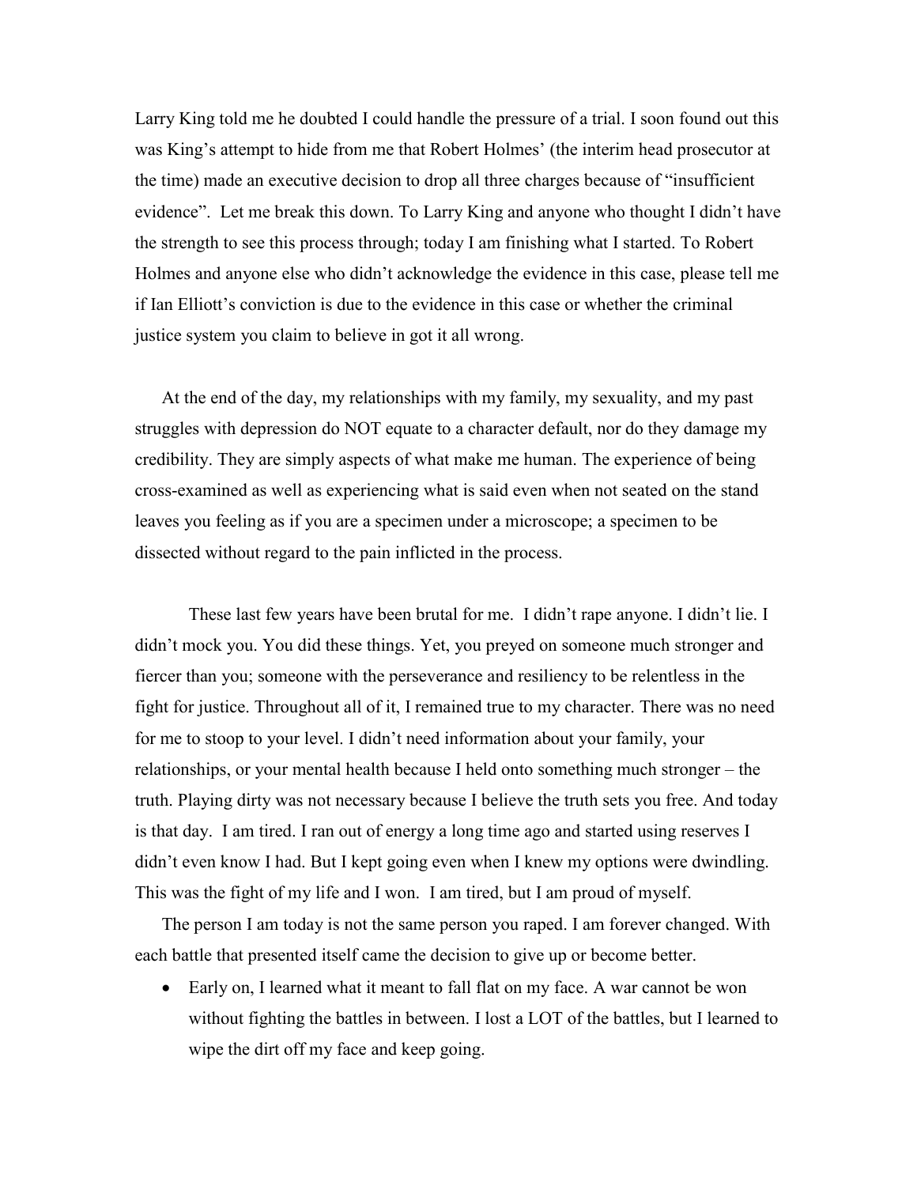Larry King told me he doubted I could handle the pressure of a trial. I soon found out this was King's attempt to hide from me that Robert Holmes' (the interim head prosecutor at the time) made an executive decision to drop all three charges because of "insufficient evidence". Let me break this down. To Larry King and anyone who thought I didn't have the strength to see this process through; today I am finishing what I started. To Robert Holmes and anyone else who didn't acknowledge the evidence in this case, please tell me if Ian Elliott's conviction is due to the evidence in this case or whether the criminal justice system you claim to believe in got it all wrong.

At the end of the day, my relationships with my family, my sexuality, and my past struggles with depression do NOT equate to a character default, nor do they damage my credibility. They are simply aspects of what make me human. The experience of being cross-examined as well as experiencing what is said even when not seated on the stand leaves you feeling as if you are a specimen under a microscope; a specimen to be dissected without regard to the pain inflicted in the process.

These last few years have been brutal for me. I didn't rape anyone. I didn't lie. I didn't mock you. You did these things. Yet, you preyed on someone much stronger and fiercer than you; someone with the perseverance and resiliency to be relentless in the fight for justice. Throughout all of it, I remained true to my character. There was no need for me to stoop to your level. I didn't need information about your family, your relationships, or your mental health because I held onto something much stronger – the truth. Playing dirty was not necessary because I believe the truth sets you free. And today is that day. I am tired. I ran out of energy a long time ago and started using reserves I didn't even know I had. But I kept going even when I knew my options were dwindling. This was the fight of my life and I won. I am tired, but I am proud of myself.

The person I am today is not the same person you raped. I am forever changed. With each battle that presented itself came the decision to give up or become better.

- Early on, I learned what it meant to fall flat on my face. A war cannot be won without fighting the battles in between. I lost a LOT of the battles, but I learned to wipe the dirt off my face and keep going.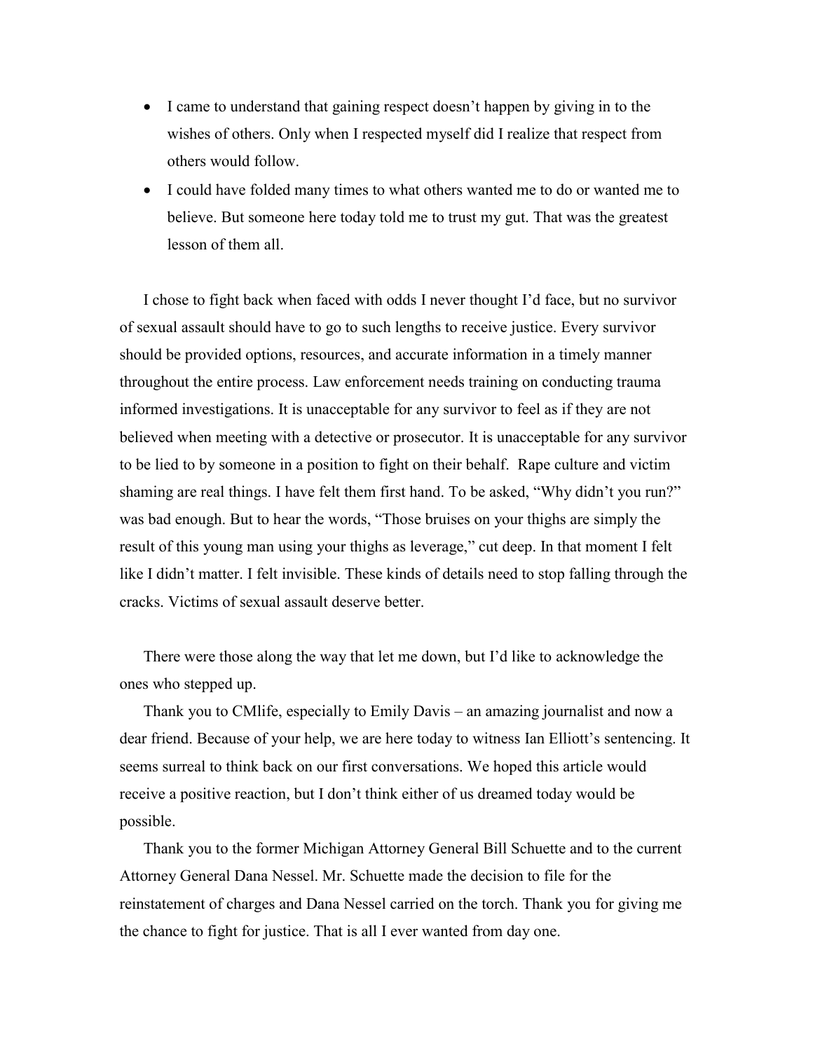- I came to understand that gaining respect doesn't happen by giving in to the wishes of others. Only when I respected myself did I realize that respect from others would follow.
- I could have folded many times to what others wanted me to do or wanted me to believe. But someone here today told me to trust my gut. That was the greatest lesson of them all.

I chose to fight back when faced with odds I never thought I'd face, but no survivor of sexual assault should have to go to such lengths to receive justice. Every survivor should be provided options, resources, and accurate information in a timely manner throughout the entire process. Law enforcement needs training on conducting trauma informed investigations. It is unacceptable for any survivor to feel as if they are not believed when meeting with a detective or prosecutor. It is unacceptable for any survivor to be lied to by someone in a position to fight on their behalf. Rape culture and victim shaming are real things. I have felt them first hand. To be asked, "Why didn't you run?" was bad enough. But to hear the words, "Those bruises on your thighs are simply the result of this young man using your thighs as leverage," cut deep. In that moment I felt like I didn't matter. I felt invisible. These kinds of details need to stop falling through the cracks. Victims of sexual assault deserve better.

There were those along the way that let me down, but I'd like to acknowledge the ones who stepped up.

Thank you to CMlife, especially to Emily Davis – an amazing journalist and now a dear friend. Because of your help, we are here today to witness Ian Elliott's sentencing. It seems surreal to think back on our first conversations. We hoped this article would receive a positive reaction, but I don't think either of us dreamed today would be possible.

Thank you to the former Michigan Attorney General Bill Schuette and to the current Attorney General Dana Nessel. Mr. Schuette made the decision to file for the reinstatement of charges and Dana Nessel carried on the torch. Thank you for giving me the chance to fight for justice. That is all I ever wanted from day one.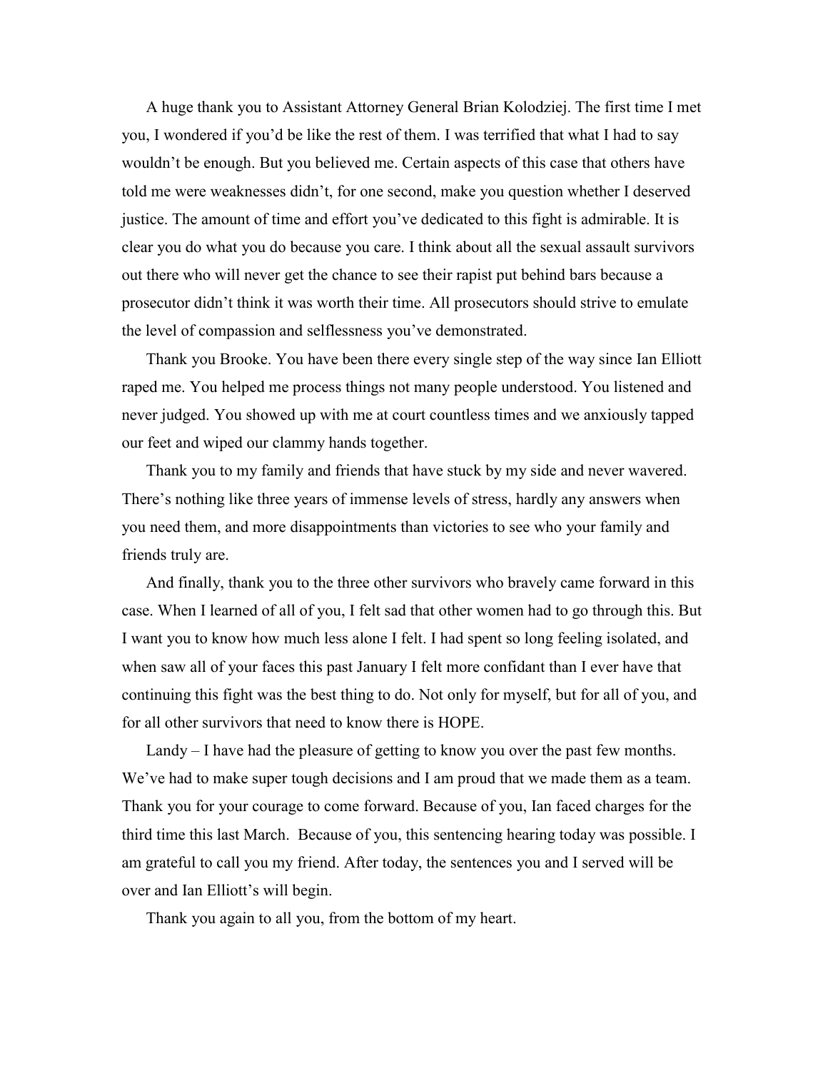A huge thank you to Assistant Attorney General Brian Kolodziej. The first time I met you, I wondered if you'd be like the rest of them. I was terrified that what I had to say wouldn't be enough. But you believed me. Certain aspects of this case that others have told me were weaknesses didn't, for one second, make you question whether I deserved justice. The amount of time and effort you've dedicated to this fight is admirable. It is clear you do what you do because you care. I think about all the sexual assault survivors out there who will never get the chance to see their rapist put behind bars because a prosecutor didn't think it was worth their time. All prosecutors should strive to emulate the level of compassion and selflessness you've demonstrated.

Thank you Brooke. You have been there every single step of the way since Ian Elliott raped me. You helped me process things not many people understood. You listened and never judged. You showed up with me at court countless times and we anxiously tapped our feet and wiped our clammy hands together.

Thank you to my family and friends that have stuck by my side and never wavered. There's nothing like three years of immense levels of stress, hardly any answers when you need them, and more disappointments than victories to see who your family and friends truly are.

And finally, thank you to the three other survivors who bravely came forward in this case. When I learned of all of you, I felt sad that other women had to go through this. But I want you to know how much less alone I felt. I had spent so long feeling isolated, and when saw all of your faces this past January I felt more confidant than I ever have that continuing this fight was the best thing to do. Not only for myself, but for all of you, and for all other survivors that need to know there is HOPE.

Landy – I have had the pleasure of getting to know you over the past few months. We've had to make super tough decisions and I am proud that we made them as a team. Thank you for your courage to come forward. Because of you, Ian faced charges for the third time this last March. Because of you, this sentencing hearing today was possible. I am grateful to call you my friend. After today, the sentences you and I served will be over and Ian Elliott's will begin.

Thank you again to all you, from the bottom of my heart.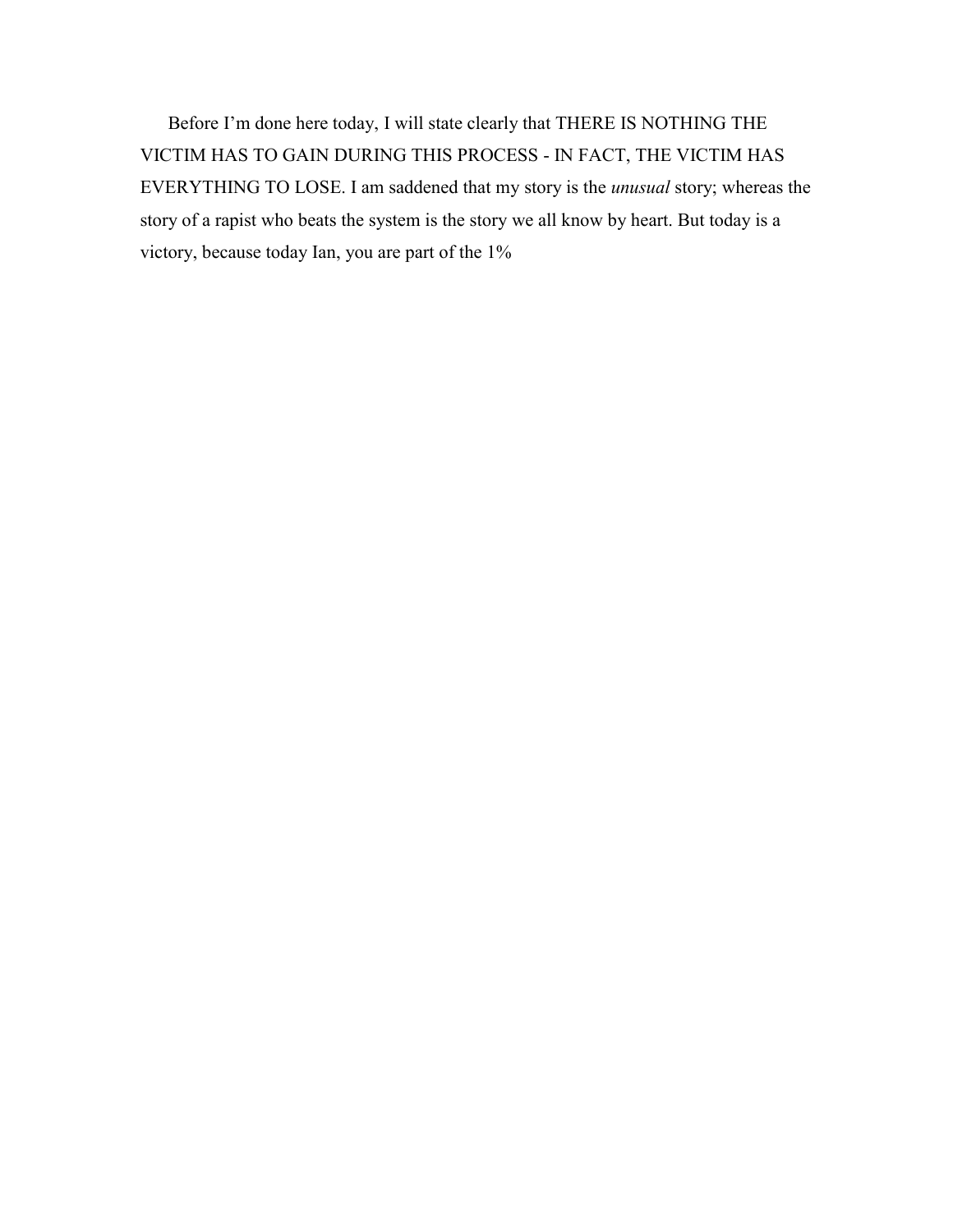Before I'm done here today, I will state clearly that THERE IS NOTHING THE VICTIM HAS TO GAIN DURING THIS PROCESS - IN FACT, THE VICTIM HAS EVERYTHING TO LOSE. I am saddened that my story is the *unusual* story; whereas the story of a rapist who beats the system is the story we all know by heart. But today is a victory, because today Ian, you are part of the 1%